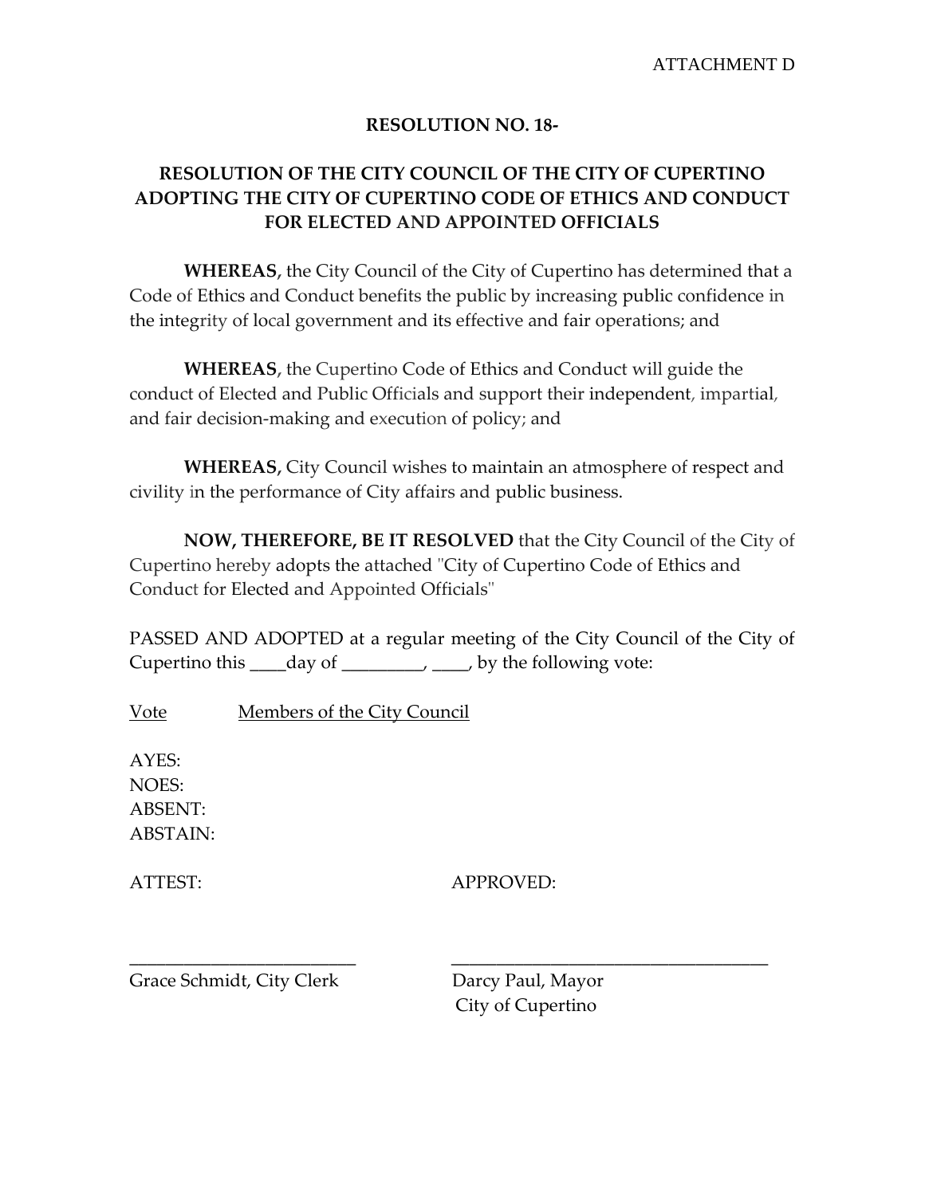ATTACHMENT D

**RESOLUTION NO. 18-**

**RESOLUTION OF THE CITY COUNCIL OF THE CITY OF CUPERTINO ADOPTING THE CITY OF CUPERTINO CODE OF ETHICS AND CONDUCT FOR ELECTED AND APPOINTED OFFICIALS**

**WHEREAS,** the City Council of the City of Cupertino has determined that a Code of Ethics and Conduct benefits the public by increasing public confidence in the integrity of local government and its effective and fair operations; and

**WHEREAS**, the Cupertino Code of Ethics and Conduct will guide the conduct of Elected and Public Officials and support their independent, impartial, and fair decision-making and execution of policy; and

**WHEREAS,** City Council wishes to maintain an atmosphere of respect and civility in the performance of City affairs and public business.

**NOW, THEREFORE, BE IT RESOLVED** that the City Council of the City of Cupertino hereby adopts the attached "City of Cupertino Code of Ethics and Conduct for Elected and Appointed Officials"

PASSED AND ADOPTED at a regular meeting of the City Council of the City of Cupertino this ____day of _________, ____, by the following vote:

Vote Members of the City Council

AYES:
NOES:
ABSENT:
ABSTAIN:

ATTEST: APPROVED:

_________________________ ___________________________________

Grace Schmidt, City Clerk Darcy Paul, Mayor
City of Cupertino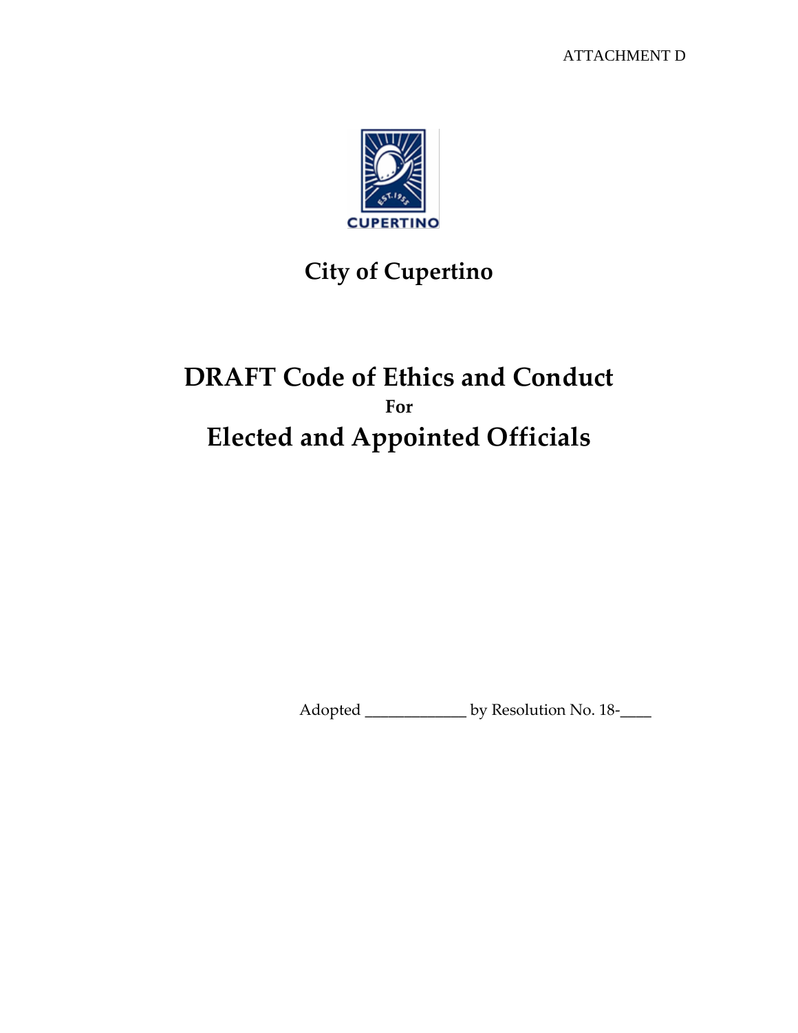ATTACHMENT D

# City of Cupertino

# DRAFT Code of Ethics and Conduct

**For**

# Elected and Appointed Officials

Adopted _____________ by Resolution No. 18-____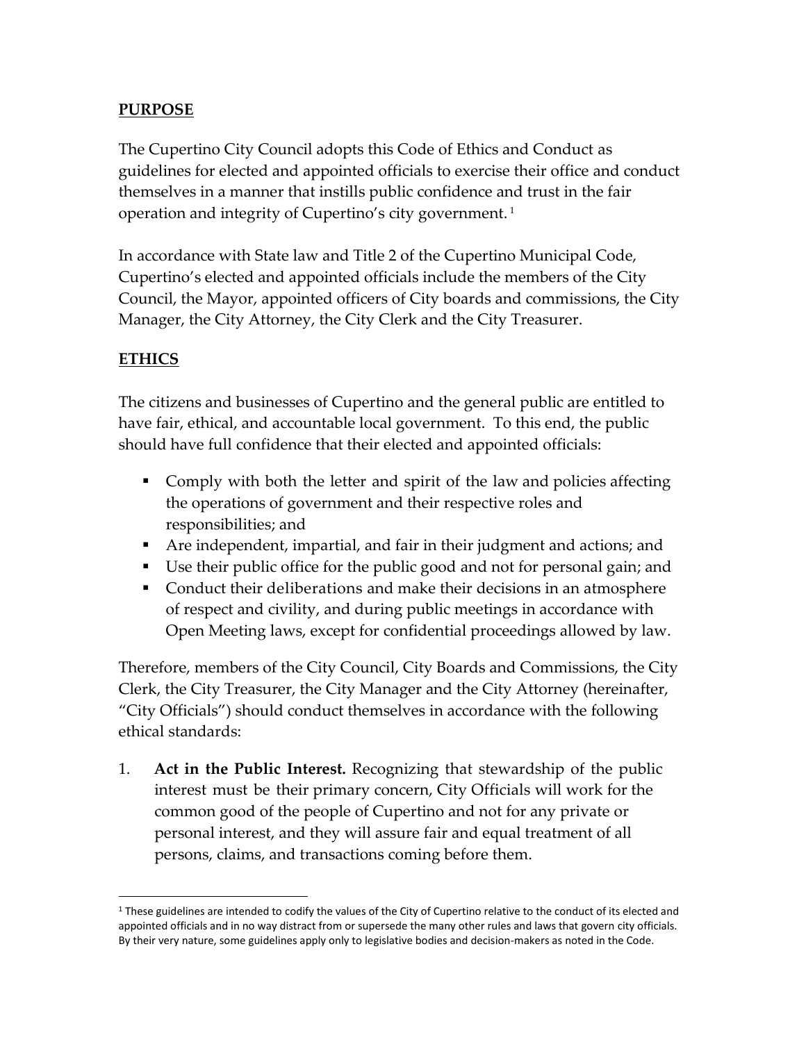## PURPOSE

The Cupertino City Council adopts this Code of Ethics and Conduct as guidelines for elected and appointed officials to exercise their office and conduct themselves in a manner that instills public confidence and trust in the fair operation and integrity of Cupertino's city government.[1]

In accordance with State law and Title 2 of the Cupertino Municipal Code, Cupertino's elected and appointed officials include the members of the City Council, the Mayor, appointed officers of City boards and commissions, the City Manager, the City Attorney, the City Clerk and the City Treasurer.

## ETHICS

The citizens and businesses of Cupertino and the general public are entitled to have fair, ethical, and accountable local government. To this end, the public should have full confidence that their elected and appointed officials:

- Comply with both the letter and spirit of the law and policies affecting the operations of government and their respective roles and responsibilities; and
- Are independent, impartial, and fair in their judgment and actions; and
- Use their public office for the public good and not for personal gain; and
- Conduct their deliberations and make their decisions in an atmosphere of respect and civility, and during public meetings in accordance with Open Meeting laws, except for confidential proceedings allowed by law.

Therefore, members of the City Council, City Boards and Commissions, the City Clerk, the City Treasurer, the City Manager and the City Attorney (hereinafter, "City Officials") should conduct themselves in accordance with the following ethical standards:

1. **Act in the Public Interest.** Recognizing that stewardship of the public interest must be their primary concern, City Officials will work for the common good of the people of Cupertino and not for any private or personal interest, and they will assure fair and equal treatment of all persons, claims, and transactions coming before them.

---

[1] These guidelines are intended to codify the values of the City of Cupertino relative to the conduct of its elected and appointed officials and in no way distract from or supersede the many other rules and laws that govern city officials. By their very nature, some guidelines apply only to legislative bodies and decision-makers as noted in the Code.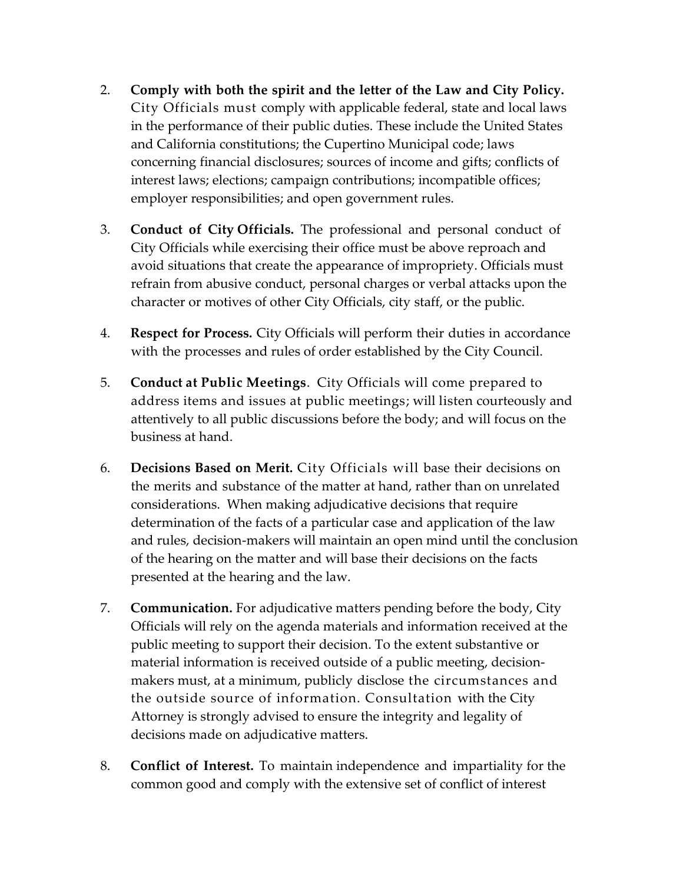2. **Comply with both the spirit and the letter of the Law and City Policy.** City Officials must comply with applicable federal, state and local laws in the performance of their public duties. These include the United States and California constitutions; the Cupertino Municipal code; laws concerning financial disclosures; sources of income and gifts; conflicts of interest laws; elections; campaign contributions; incompatible offices; employer responsibilities; and open government rules.

3. **Conduct of City Officials.** The professional and personal conduct of City Officials while exercising their office must be above reproach and avoid situations that create the appearance of impropriety. Officials must refrain from abusive conduct, personal charges or verbal attacks upon the character or motives of other City Officials, city staff, or the public.

4. **Respect for Process.** City Officials will perform their duties in accordance with the processes and rules of order established by the City Council.

5. **Conduct at Public Meetings**. City Officials will come prepared to address items and issues at public meetings; will listen courteously and attentively to all public discussions before the body; and will focus on the business at hand.

6. **Decisions Based on Merit.** City Officials will base their decisions on the merits and substance of the matter at hand, rather than on unrelated considerations. When making adjudicative decisions that require determination of the facts of a particular case and application of the law and rules, decision-makers will maintain an open mind until the conclusion of the hearing on the matter and will base their decisions on the facts presented at the hearing and the law.

7. **Communication.** For adjudicative matters pending before the body, City Officials will rely on the agenda materials and information received at the public meeting to support their decision. To the extent substantive or material information is received outside of a public meeting, decision-makers must, at a minimum, publicly disclose the circumstances and the outside source of information. Consultation with the City Attorney is strongly advised to ensure the integrity and legality of decisions made on adjudicative matters.

8. **Conflict of Interest.** To maintain independence and impartiality for the common good and comply with the extensive set of conflict of interest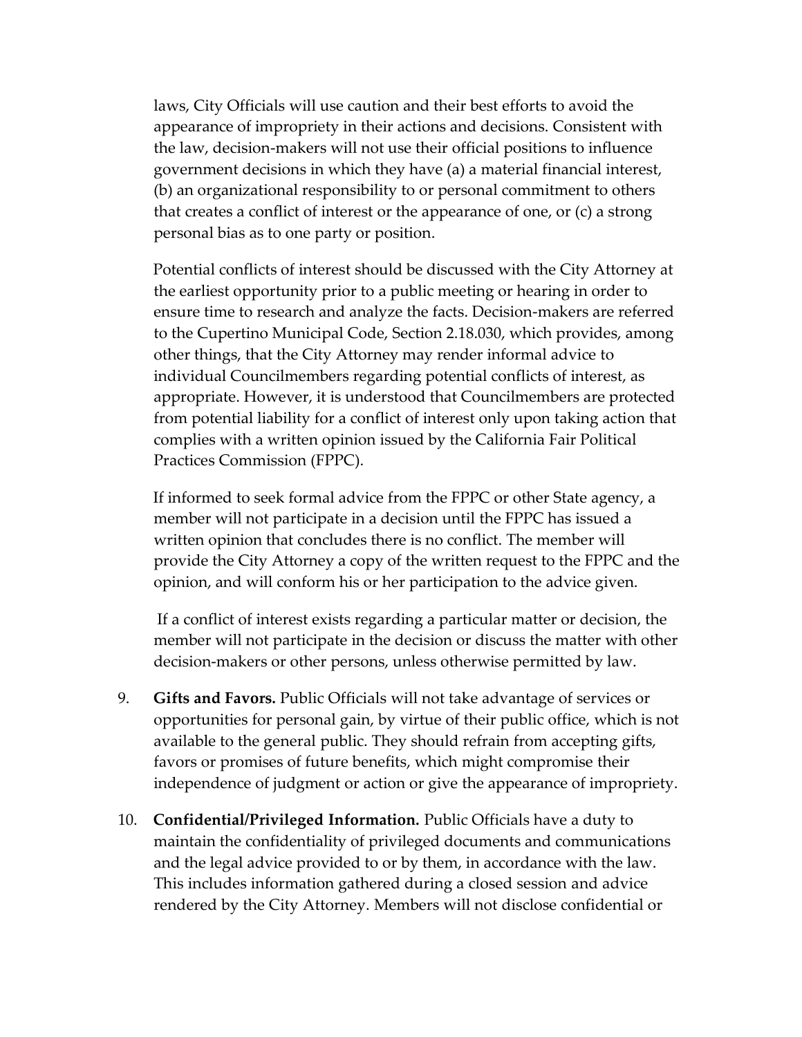laws, City Officials will use caution and their best efforts to avoid the appearance of impropriety in their actions and decisions. Consistent with the law, decision-makers will not use their official positions to influence government decisions in which they have (a) a material financial interest, (b) an organizational responsibility to or personal commitment to others that creates a conflict of interest or the appearance of one, or (c) a strong personal bias as to one party or position.

Potential conflicts of interest should be discussed with the City Attorney at the earliest opportunity prior to a public meeting or hearing in order to ensure time to research and analyze the facts. Decision-makers are referred to the Cupertino Municipal Code, Section 2.18.030, which provides, among other things, that the City Attorney may render informal advice to individual Councilmembers regarding potential conflicts of interest, as appropriate. However, it is understood that Councilmembers are protected from potential liability for a conflict of interest only upon taking action that complies with a written opinion issued by the California Fair Political Practices Commission (FPPC).

If informed to seek formal advice from the FPPC or other State agency, a member will not participate in a decision until the FPPC has issued a written opinion that concludes there is no conflict. The member will provide the City Attorney a copy of the written request to the FPPC and the opinion, and will conform his or her participation to the advice given.

If a conflict of interest exists regarding a particular matter or decision, the member will not participate in the decision or discuss the matter with other decision-makers or other persons, unless otherwise permitted by law.

9. **Gifts and Favors.** Public Officials will not take advantage of services or opportunities for personal gain, by virtue of their public office, which is not available to the general public. They should refrain from accepting gifts, favors or promises of future benefits, which might compromise their independence of judgment or action or give the appearance of impropriety.

10. **Confidential/Privileged Information.** Public Officials have a duty to maintain the confidentiality of privileged documents and communications and the legal advice provided to or by them, in accordance with the law. This includes information gathered during a closed session and advice rendered by the City Attorney. Members will not disclose confidential or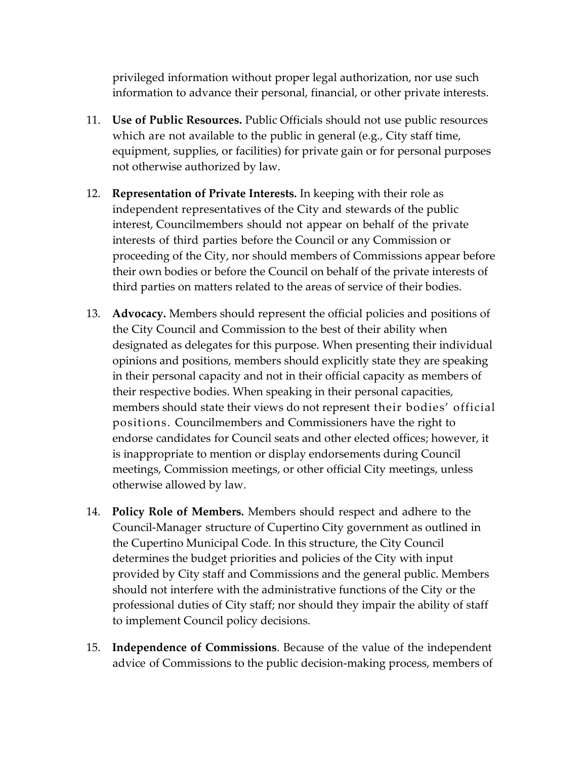privileged information without proper legal authorization, nor use such information to advance their personal, financial, or other private interests.

11. **Use of Public Resources.** Public Officials should not use public resources which are not available to the public in general (e.g., City staff time, equipment, supplies, or facilities) for private gain or for personal purposes not otherwise authorized by law.

12. **Representation of Private Interests.** In keeping with their role as independent representatives of the City and stewards of the public interest, Councilmembers should not appear on behalf of the private interests of third parties before the Council or any Commission or proceeding of the City, nor should members of Commissions appear before their own bodies or before the Council on behalf of the private interests of third parties on matters related to the areas of service of their bodies.

13. **Advocacy.** Members should represent the official policies and positions of the City Council and Commission to the best of their ability when designated as delegates for this purpose. When presenting their individual opinions and positions, members should explicitly state they are speaking in their personal capacity and not in their official capacity as members of their respective bodies. When speaking in their personal capacities, members should state their views do not represent their bodies' official positions. Councilmembers and Commissioners have the right to endorse candidates for Council seats and other elected offices; however, it is inappropriate to mention or display endorsements during Council meetings, Commission meetings, or other official City meetings, unless otherwise allowed by law.

14. **Policy Role of Members.** Members should respect and adhere to the Council-Manager structure of Cupertino City government as outlined in the Cupertino Municipal Code. In this structure, the City Council determines the budget priorities and policies of the City with input provided by City staff and Commissions and the general public. Members should not interfere with the administrative functions of the City or the professional duties of City staff; nor should they impair the ability of staff to implement Council policy decisions.

15. **Independence of Commissions**. Because of the value of the independent advice of Commissions to the public decision-making process, members of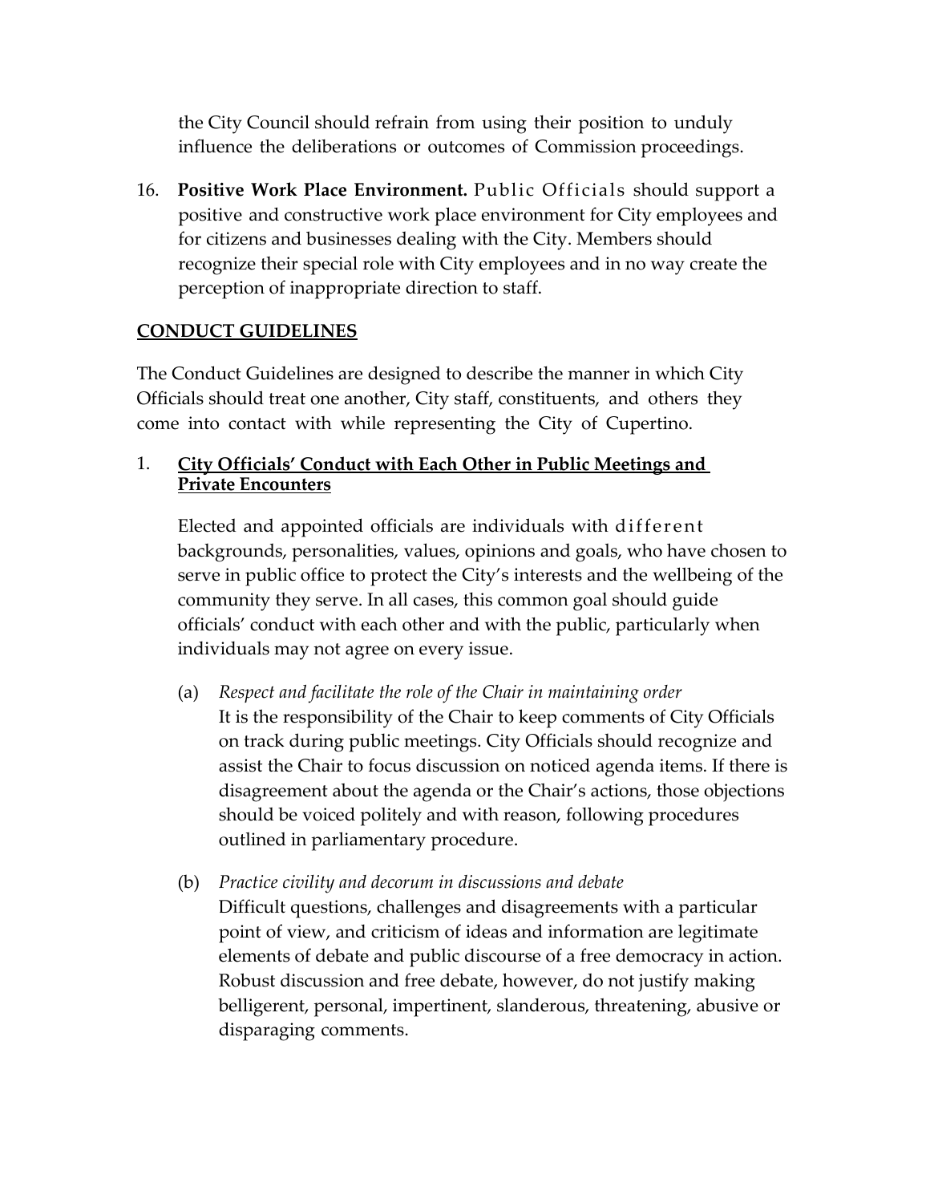the City Council should refrain from using their position to unduly influence the deliberations or outcomes of Commission proceedings.

16. **Positive Work Place Environment.** Public Officials should support a positive and constructive work place environment for City employees and for citizens and businesses dealing with the City. Members should recognize their special role with City employees and in no way create the perception of inappropriate direction to staff.

## CONDUCT GUIDELINES

The Conduct Guidelines are designed to describe the manner in which City Officials should treat one another, City staff, constituents, and others they come into contact with while representing the City of Cupertino.

### 1. City Officials' Conduct with Each Other in Public Meetings and Private Encounters

Elected and appointed officials are individuals with different backgrounds, personalities, values, opinions and goals, who have chosen to serve in public office to protect the City's interests and the wellbeing of the community they serve. In all cases, this common goal should guide officials' conduct with each other and with the public, particularly when individuals may not agree on every issue.

(a) *Respect and facilitate the role of the Chair in maintaining order*
It is the responsibility of the Chair to keep comments of City Officials on track during public meetings. City Officials should recognize and assist the Chair to focus discussion on noticed agenda items. If there is disagreement about the agenda or the Chair's actions, those objections should be voiced politely and with reason, following procedures outlined in parliamentary procedure.

(b) *Practice civility and decorum in discussions and debate*
Difficult questions, challenges and disagreements with a particular point of view, and criticism of ideas and information are legitimate elements of debate and public discourse of a free democracy in action. Robust discussion and free debate, however, do not justify making belligerent, personal, impertinent, slanderous, threatening, abusive or disparaging comments.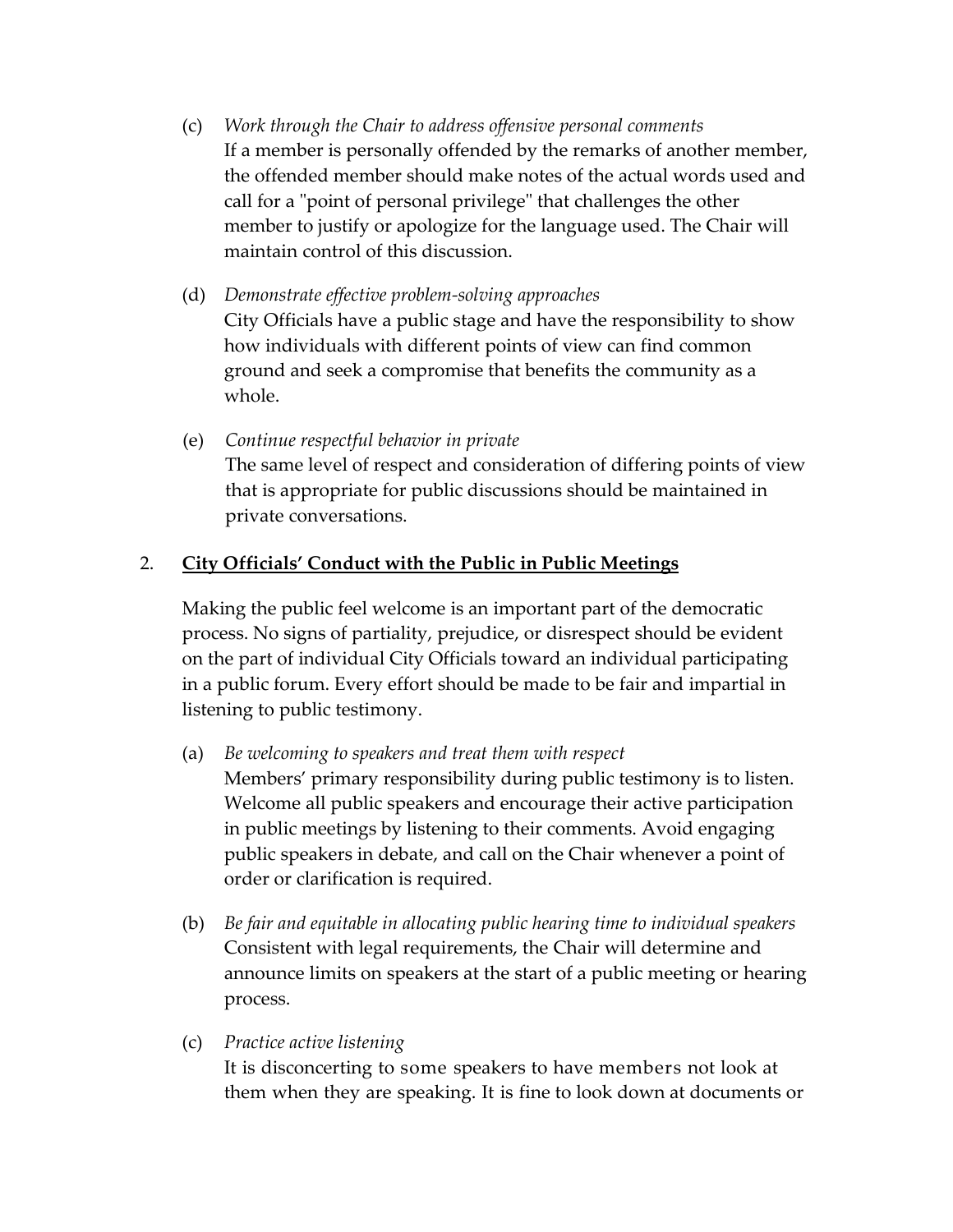(c) *Work through the Chair to address offensive personal comments*
If a member is personally offended by the remarks of another member, the offended member should make notes of the actual words used and call for a "point of personal privilege" that challenges the other member to justify or apologize for the language used. The Chair will maintain control of this discussion.

(d) *Demonstrate effective problem-solving approaches*
City Officials have a public stage and have the responsibility to show how individuals with different points of view can find common ground and seek a compromise that benefits the community as a whole.

(e) *Continue respectful behavior in private*
The same level of respect and consideration of differing points of view that is appropriate for public discussions should be maintained in private conversations.

## 2. <u>**City Officials' Conduct with the Public in Public Meetings**</u>

Making the public feel welcome is an important part of the democratic process. No signs of partiality, prejudice, or disrespect should be evident on the part of individual City Officials toward an individual participating in a public forum. Every effort should be made to be fair and impartial in listening to public testimony.

(a) *Be welcoming to speakers and treat them with respect*
Members' primary responsibility during public testimony is to listen. Welcome all public speakers and encourage their active participation in public meetings by listening to their comments. Avoid engaging public speakers in debate, and call on the Chair whenever a point of order or clarification is required.

(b) *Be fair and equitable in allocating public hearing time to individual speakers*
Consistent with legal requirements, the Chair will determine and announce limits on speakers at the start of a public meeting or hearing process.

(c) *Practice active listening*
It is disconcerting to some speakers to have members not look at them when they are speaking. It is fine to look down at documents or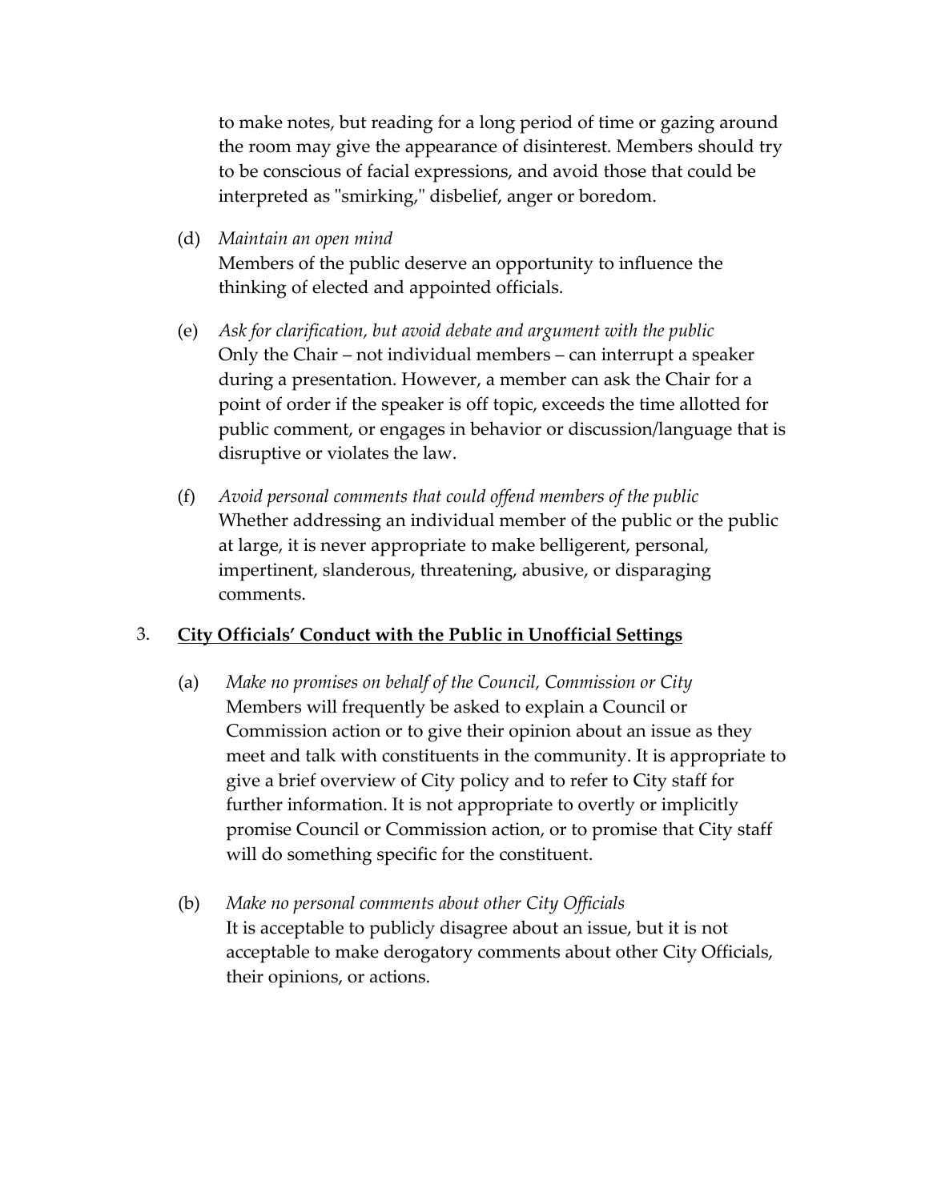to make notes, but reading for a long period of time or gazing around the room may give the appearance of disinterest. Members should try to be conscious of facial expressions, and avoid those that could be interpreted as "smirking," disbelief, anger or boredom.

(d) *Maintain an open mind*
Members of the public deserve an opportunity to influence the thinking of elected and appointed officials.

(e) *Ask for clarification, but avoid debate and argument with the public*
Only the Chair – not individual members – can interrupt a speaker during a presentation. However, a member can ask the Chair for a point of order if the speaker is off topic, exceeds the time allotted for public comment, or engages in behavior or discussion/language that is disruptive or violates the law.

(f) *Avoid personal comments that could offend members of the public*
Whether addressing an individual member of the public or the public at large, it is never appropriate to make belligerent, personal, impertinent, slanderous, threatening, abusive, or disparaging comments.

## 3. **<u>City Officials' Conduct with the Public in Unofficial Settings</u>**

(a) *Make no promises on behalf of the Council, Commission or City*
Members will frequently be asked to explain a Council or Commission action or to give their opinion about an issue as they meet and talk with constituents in the community. It is appropriate to give a brief overview of City policy and to refer to City staff for further information. It is not appropriate to overtly or implicitly promise Council or Commission action, or to promise that City staff will do something specific for the constituent.

(b) *Make no personal comments about other City Officials*
It is acceptable to publicly disagree about an issue, but it is not acceptable to make derogatory comments about other City Officials, their opinions, or actions.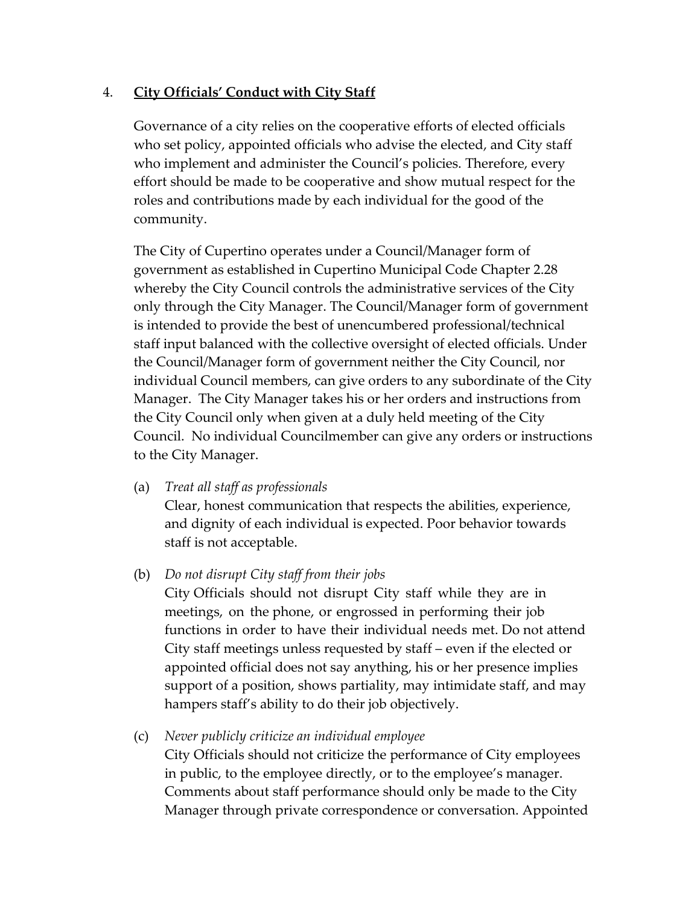## 4. **City Officials' Conduct with City Staff**

Governance of a city relies on the cooperative efforts of elected officials who set policy, appointed officials who advise the elected, and City staff who implement and administer the Council's policies. Therefore, every effort should be made to be cooperative and show mutual respect for the roles and contributions made by each individual for the good of the community.

The City of Cupertino operates under a Council/Manager form of government as established in Cupertino Municipal Code Chapter 2.28 whereby the City Council controls the administrative services of the City only through the City Manager. The Council/Manager form of government is intended to provide the best of unencumbered professional/technical staff input balanced with the collective oversight of elected officials. Under the Council/Manager form of government neither the City Council, nor individual Council members, can give orders to any subordinate of the City Manager. The City Manager takes his or her orders and instructions from the City Council only when given at a duly held meeting of the City Council. No individual Councilmember can give any orders or instructions to the City Manager.

(a) *Treat all staff as professionals*
Clear, honest communication that respects the abilities, experience, and dignity of each individual is expected. Poor behavior towards staff is not acceptable.

(b) *Do not disrupt City staff from their jobs*
City Officials should not disrupt City staff while they are in meetings, on the phone, or engrossed in performing their job functions in order to have their individual needs met. Do not attend City staff meetings unless requested by staff – even if the elected or appointed official does not say anything, his or her presence implies support of a position, shows partiality, may intimidate staff, and may hampers staff's ability to do their job objectively.

(c) *Never publicly criticize an individual employee*
City Officials should not criticize the performance of City employees in public, to the employee directly, or to the employee's manager. Comments about staff performance should only be made to the City Manager through private correspondence or conversation. Appointed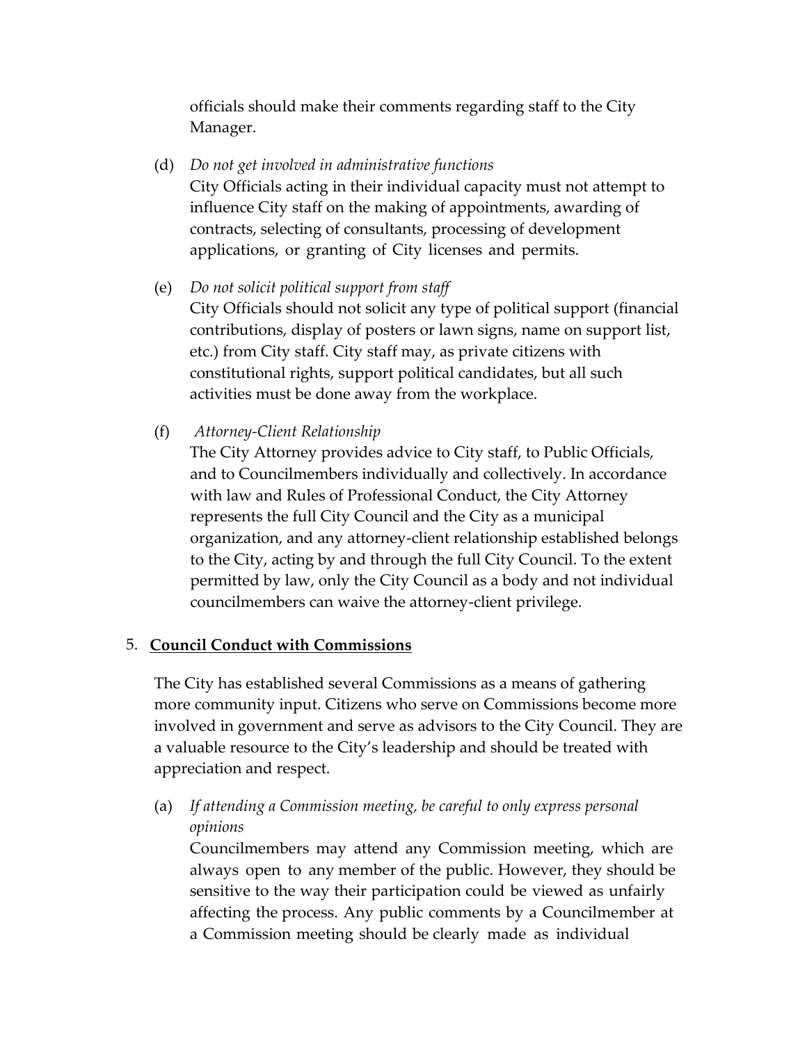officials should make their comments regarding staff to the City Manager.

(d) *Do not get involved in administrative functions*
City Officials acting in their individual capacity must not attempt to influence City staff on the making of appointments, awarding of contracts, selecting of consultants, processing of development applications, or granting of City licenses and permits.

(e) *Do not solicit political support from staff*
City Officials should not solicit any type of political support (financial contributions, display of posters or lawn signs, name on support list, etc.) from City staff. City staff may, as private citizens with constitutional rights, support political candidates, but all such activities must be done away from the workplace.

(f) *Attorney-Client Relationship*
The City Attorney provides advice to City staff, to Public Officials, and to Councilmembers individually and collectively. In accordance with law and Rules of Professional Conduct, the City Attorney represents the full City Council and the City as a municipal organization, and any attorney-client relationship established belongs to the City, acting by and through the full City Council. To the extent permitted by law, only the City Council as a body and not individual councilmembers can waive the attorney-client privilege.

5. **Council Conduct with Commissions**

The City has established several Commissions as a means of gathering more community input. Citizens who serve on Commissions become more involved in government and serve as advisors to the City Council. They are a valuable resource to the City's leadership and should be treated with appreciation and respect.

(a) *If attending a Commission meeting, be careful to only express personal opinions*
Councilmembers may attend any Commission meeting, which are always open to any member of the public. However, they should be sensitive to the way their participation could be viewed as unfairly affecting the process. Any public comments by a Councilmember at a Commission meeting should be clearly made as individual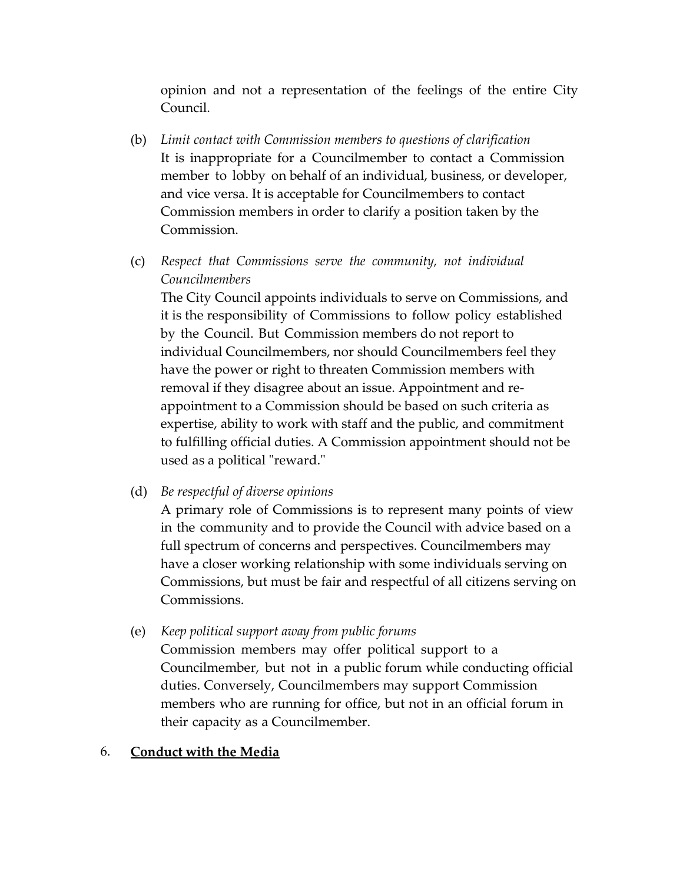opinion and not a representation of the feelings of the entire City Council.

(b) *Limit contact with Commission members to questions of clarification*
It is inappropriate for a Councilmember to contact a Commission member to lobby on behalf of an individual, business, or developer, and vice versa. It is acceptable for Councilmembers to contact Commission members in order to clarify a position taken by the Commission.

(c) *Respect that Commissions serve the community, not individual Councilmembers*
The City Council appoints individuals to serve on Commissions, and it is the responsibility of Commissions to follow policy established by the Council. But Commission members do not report to individual Councilmembers, nor should Councilmembers feel they have the power or right to threaten Commission members with removal if they disagree about an issue. Appointment and re-appointment to a Commission should be based on such criteria as expertise, ability to work with staff and the public, and commitment to fulfilling official duties. A Commission appointment should not be used as a political "reward."

(d) *Be respectful of diverse opinions*
A primary role of Commissions is to represent many points of view in the community and to provide the Council with advice based on a full spectrum of concerns and perspectives. Councilmembers may have a closer working relationship with some individuals serving on Commissions, but must be fair and respectful of all citizens serving on Commissions.

(e) *Keep political support away from public forums*
Commission members may offer political support to a Councilmember, but not in a public forum while conducting official duties. Conversely, Councilmembers may support Commission members who are running for office, but not in an official forum in their capacity as a Councilmember.

6. **<u>Conduct with the Media</u>**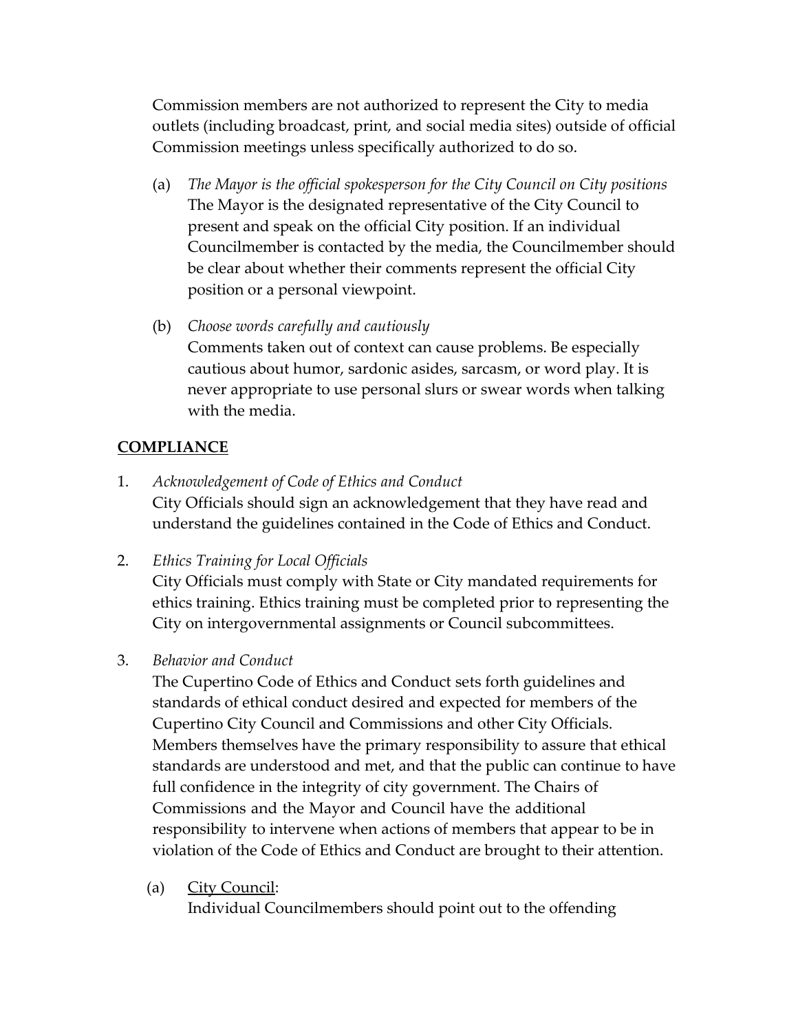Commission members are not authorized to represent the City to media outlets (including broadcast, print, and social media sites) outside of official Commission meetings unless specifically authorized to do so.

(a) *The Mayor is the official spokesperson for the City Council on City positions*
The Mayor is the designated representative of the City Council to present and speak on the official City position. If an individual Councilmember is contacted by the media, the Councilmember should be clear about whether their comments represent the official City position or a personal viewpoint.

(b) *Choose words carefully and cautiously*
Comments taken out of context can cause problems. Be especially cautious about humor, sardonic asides, sarcasm, or word play. It is never appropriate to use personal slurs or swear words when talking with the media.

## <u>COMPLIANCE</u>

1. *Acknowledgement of Code of Ethics and Conduct*
City Officials should sign an acknowledgement that they have read and understand the guidelines contained in the Code of Ethics and Conduct.

2. *Ethics Training for Local Officials*
City Officials must comply with State or City mandated requirements for ethics training. Ethics training must be completed prior to representing the City on intergovernmental assignments or Council subcommittees.

3. *Behavior and Conduct*
The Cupertino Code of Ethics and Conduct sets forth guidelines and standards of ethical conduct desired and expected for members of the Cupertino City Council and Commissions and other City Officials. Members themselves have the primary responsibility to assure that ethical standards are understood and met, and that the public can continue to have full confidence in the integrity of city government. The Chairs of Commissions and the Mayor and Council have the additional responsibility to intervene when actions of members that appear to be in violation of the Code of Ethics and Conduct are brought to their attention.

   (a) <u>City Council</u>:
   Individual Councilmembers should point out to the offending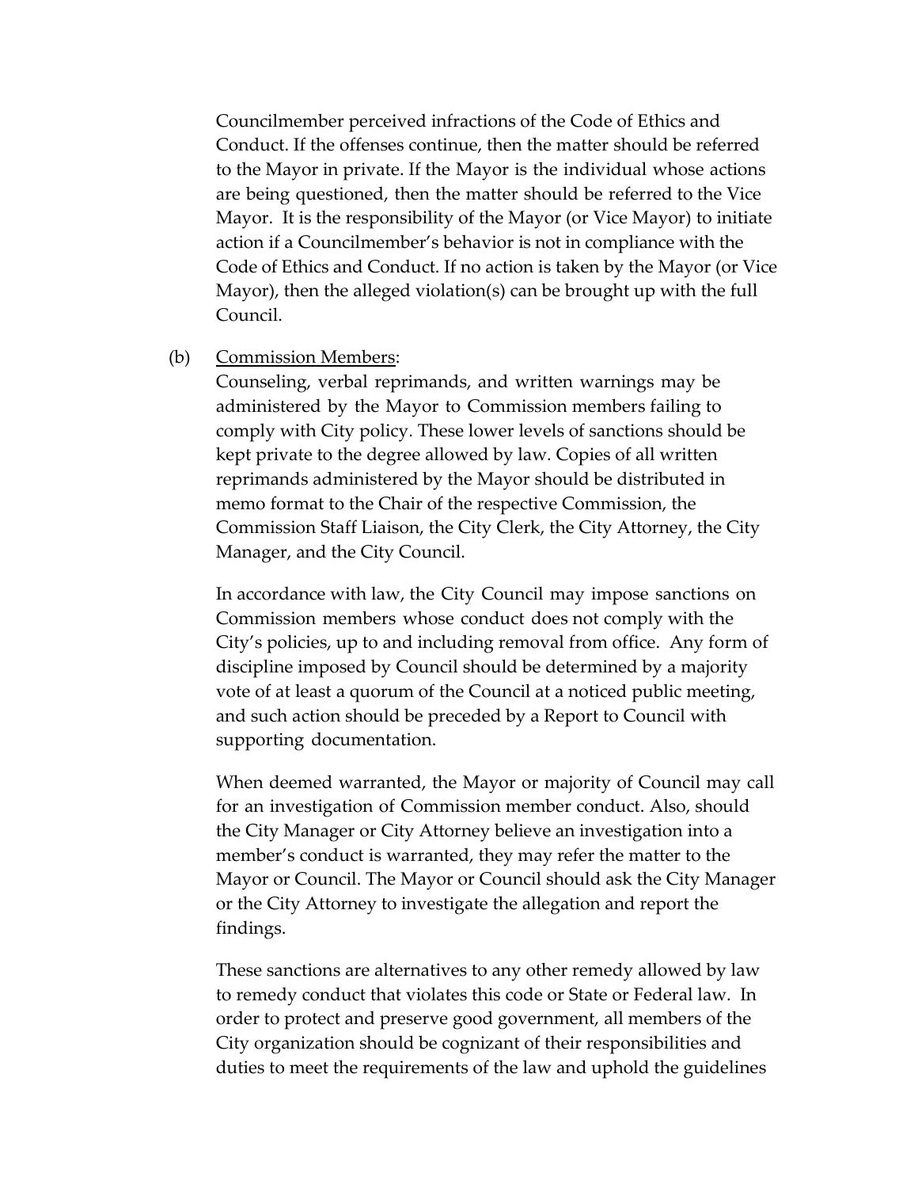Councilmember perceived infractions of the Code of Ethics and Conduct. If the offenses continue, then the matter should be referred to the Mayor in private. If the Mayor is the individual whose actions are being questioned, then the matter should be referred to the Vice Mayor. It is the responsibility of the Mayor (or Vice Mayor) to initiate action if a Councilmember's behavior is not in compliance with the Code of Ethics and Conduct. If no action is taken by the Mayor (or Vice Mayor), then the alleged violation(s) can be brought up with the full Council.

(b) Commission Members:

Counseling, verbal reprimands, and written warnings may be administered by the Mayor to Commission members failing to comply with City policy. These lower levels of sanctions should be kept private to the degree allowed by law. Copies of all written reprimands administered by the Mayor should be distributed in memo format to the Chair of the respective Commission, the Commission Staff Liaison, the City Clerk, the City Attorney, the City Manager, and the City Council.

In accordance with law, the City Council may impose sanctions on Commission members whose conduct does not comply with the City's policies, up to and including removal from office. Any form of discipline imposed by Council should be determined by a majority vote of at least a quorum of the Council at a noticed public meeting, and such action should be preceded by a Report to Council with supporting documentation.

When deemed warranted, the Mayor or majority of Council may call for an investigation of Commission member conduct. Also, should the City Manager or City Attorney believe an investigation into a member's conduct is warranted, they may refer the matter to the Mayor or Council. The Mayor or Council should ask the City Manager or the City Attorney to investigate the allegation and report the findings.

These sanctions are alternatives to any other remedy allowed by law to remedy conduct that violates this code or State or Federal law. In order to protect and preserve good government, all members of the City organization should be cognizant of their responsibilities and duties to meet the requirements of the law and uphold the guidelines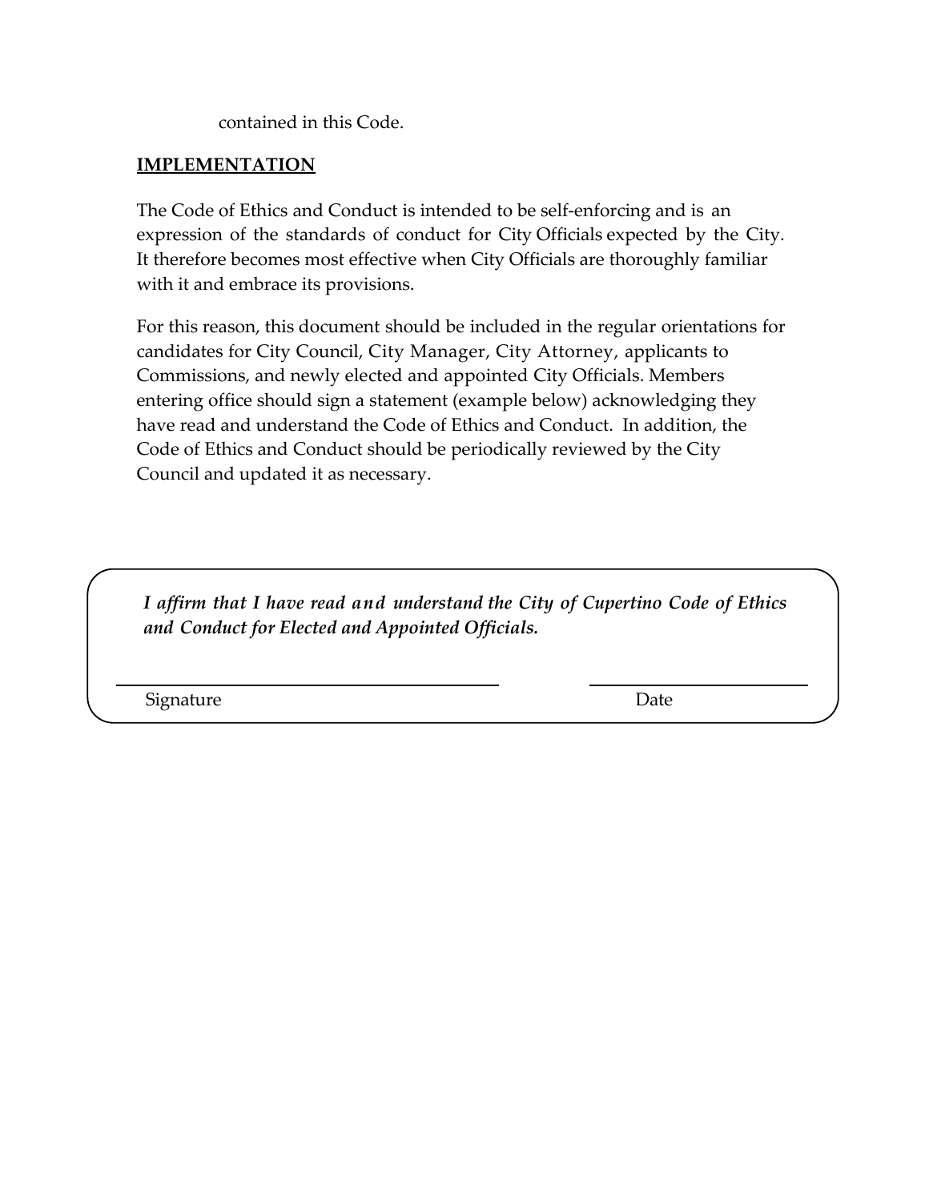contained in this Code.

**IMPLEMENTATION**

The Code of Ethics and Conduct is intended to be self-enforcing and is an expression of the standards of conduct for City Officials expected by the City. It therefore becomes most effective when City Officials are thoroughly familiar with it and embrace its provisions.

For this reason, this document should be included in the regular orientations for candidates for City Council, City Manager, City Attorney, applicants to Commissions, and newly elected and appointed City Officials. Members entering office should sign a statement (example below) acknowledging they have read and understand the Code of Ethics and Conduct. In addition, the Code of Ethics and Conduct should be periodically reviewed by the City Council and updated it as necessary.

***I affirm that I have read and understand the City of Cupertino Code of Ethics and Conduct for Elected and Appointed Officials.***

\_\_\_\_\_\_\_\_\_\_\_\_\_\_\_\_\_\_\_\_\_\_\_\_\_\_\_\_\_\_\_\_\_\_\_\_\_\_\_\_ \_\_\_\_\_\_\_\_\_\_\_\_\_\_\_\_\_\_\_\_\_\_\_

Signature Date